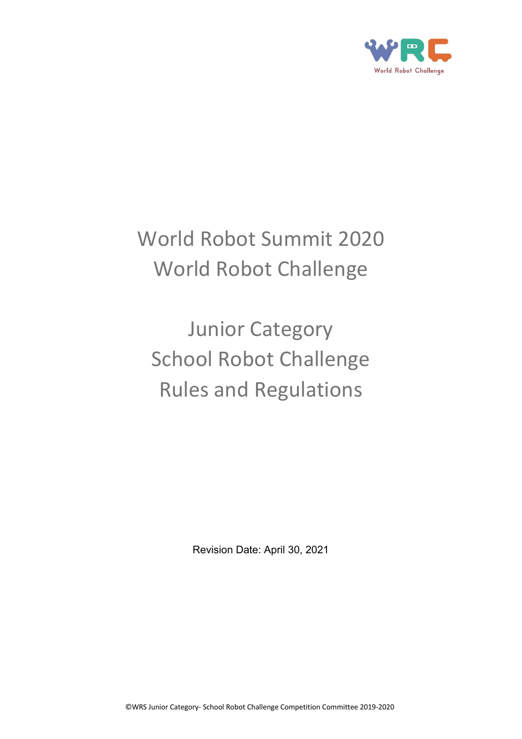# World Robot Summit 2020
# World Robot Challenge

# Junior Category
# School Robot Challenge
# Rules and Regulations

Revision Date: April 30, 2021

©WRS Junior Category- School Robot Challenge Competition Committee 2019-2020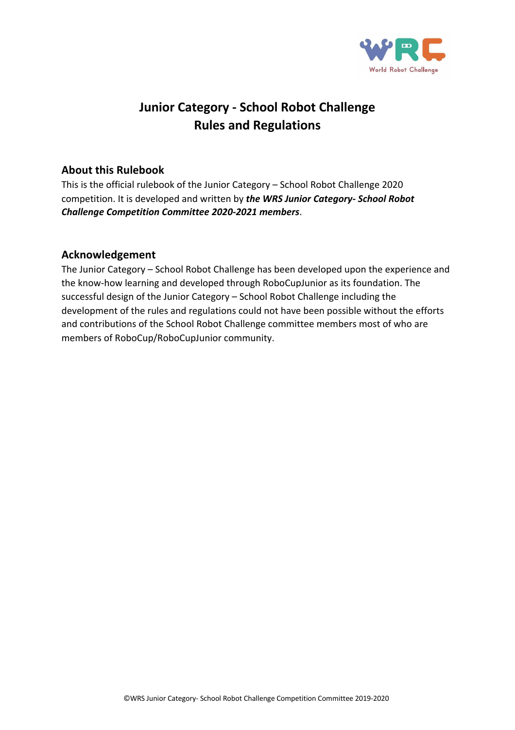# Junior Category - School Robot Challenge
# Rules and Regulations

## About this Rulebook

This is the official rulebook of the Junior Category – School Robot Challenge 2020 competition. It is developed and written by ***the WRS Junior Category- School Robot Challenge Competition Committee 2020-2021 members***.

## Acknowledgement

The Junior Category – School Robot Challenge has been developed upon the experience and the know-how learning and developed through RoboCupJunior as its foundation. The successful design of the Junior Category – School Robot Challenge including the development of the rules and regulations could not have been possible without the efforts and contributions of the School Robot Challenge committee members most of who are members of RoboCup/RoboCupJunior community.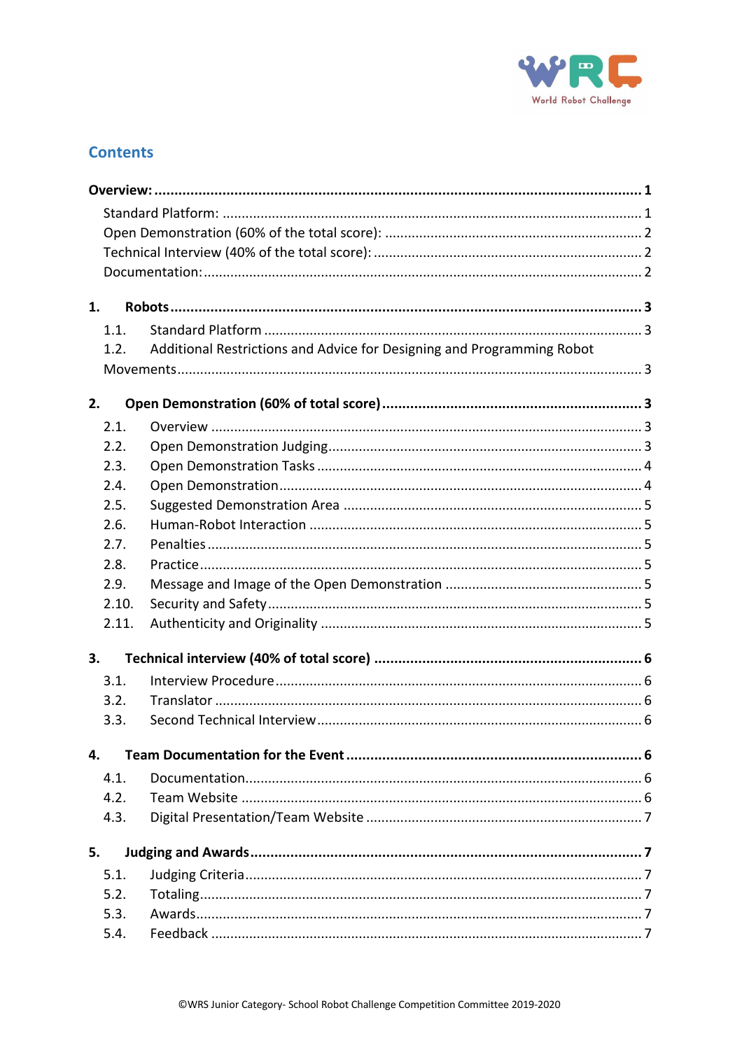## Contents

**Overview: 1**

- Standard Platform: 1
- Open Demonstration (60% of the total score): 2
- Technical Interview (40% of the total score): 2
- Documentation: 2

**1. Robots 3**

- 1.1. Standard Platform 3
- 1.2. Additional Restrictions and Advice for Designing and Programming Robot Movements 3

**2. Open Demonstration (60% of total score) 3**

- 2.1. Overview 3
- 2.2. Open Demonstration Judging 3
- 2.3. Open Demonstration Tasks 4
- 2.4. Open Demonstration 4
- 2.5. Suggested Demonstration Area 5
- 2.6. Human-Robot Interaction 5
- 2.7. Penalties 5
- 2.8. Practice 5
- 2.9. Message and Image of the Open Demonstration 5
- 2.10. Security and Safety 5
- 2.11. Authenticity and Originality 5

**3. Technical interview (40% of total score) 6**

- 3.1. Interview Procedure 6
- 3.2. Translator 6
- 3.3. Second Technical Interview 6

**4. Team Documentation for the Event 6**

- 4.1. Documentation 6
- 4.2. Team Website 6
- 4.3. Digital Presentation/Team Website 7

**5. Judging and Awards 7**

- 5.1. Judging Criteria 7
- 5.2. Totaling 7
- 5.3. Awards 7
- 5.4. Feedback 7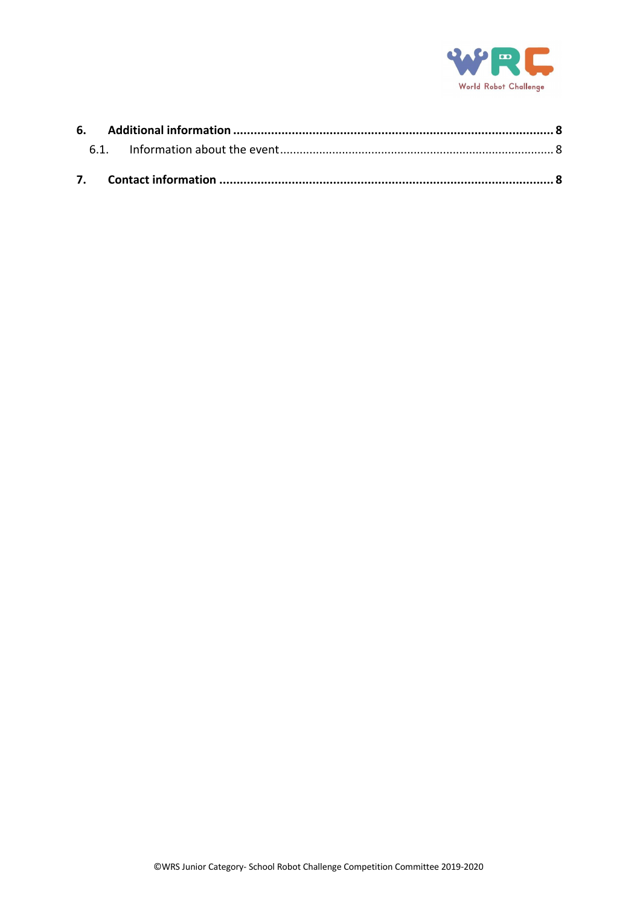**6. Additional information ........................................................................................ 8**

6.1. Information about the event ................................................................................ 8

**7. Contact information ............................................................................................ 8**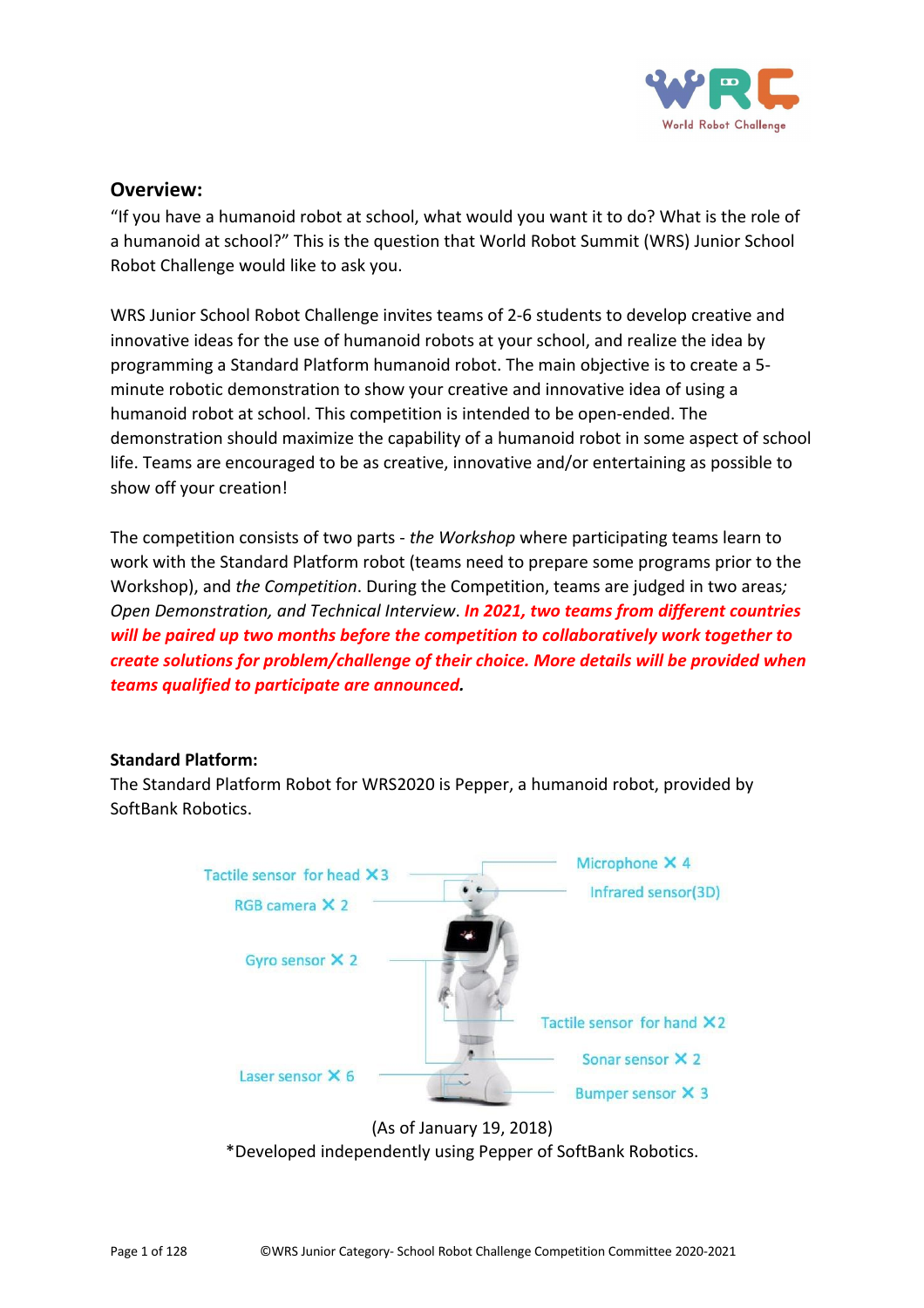## Overview:

"If you have a humanoid robot at school, what would you want it to do? What is the role of a humanoid at school?" This is the question that World Robot Summit (WRS) Junior School Robot Challenge would like to ask you.

WRS Junior School Robot Challenge invites teams of 2-6 students to develop creative and innovative ideas for the use of humanoid robots at your school, and realize the idea by programming a Standard Platform humanoid robot. The main objective is to create a 5-minute robotic demonstration to show your creative and innovative idea of using a humanoid robot at school. This competition is intended to be open-ended. The demonstration should maximize the capability of a humanoid robot in some aspect of school life. Teams are encouraged to be as creative, innovative and/or entertaining as possible to show off your creation!

The competition consists of two parts - *the Workshop* where participating teams learn to work with the Standard Platform robot (teams need to prepare some programs prior to the Workshop), and *the Competition*. During the Competition, teams are judged in two areas*;* *Open Demonstration, and Technical Interview*. ***In 2021, two teams from different countries will be paired up two months before the competition to collaboratively work together to create solutions for problem/challenge of their choice. More details will be provided when teams qualified to participate are announced.***

**Standard Platform:**

The Standard Platform Robot for WRS2020 is Pepper, a humanoid robot, provided by SoftBank Robotics.

Tactile sensor for head ×3
RGB camera ×2
Gyro sensor ×2
Laser sensor ×6
Microphone ×4
Infrared sensor(3D)
Tactile sensor for hand ×2
Sonar sensor ×2
Bumper sensor ×3

(As of January 19, 2018)

*Developed independently using Pepper of SoftBank Robotics.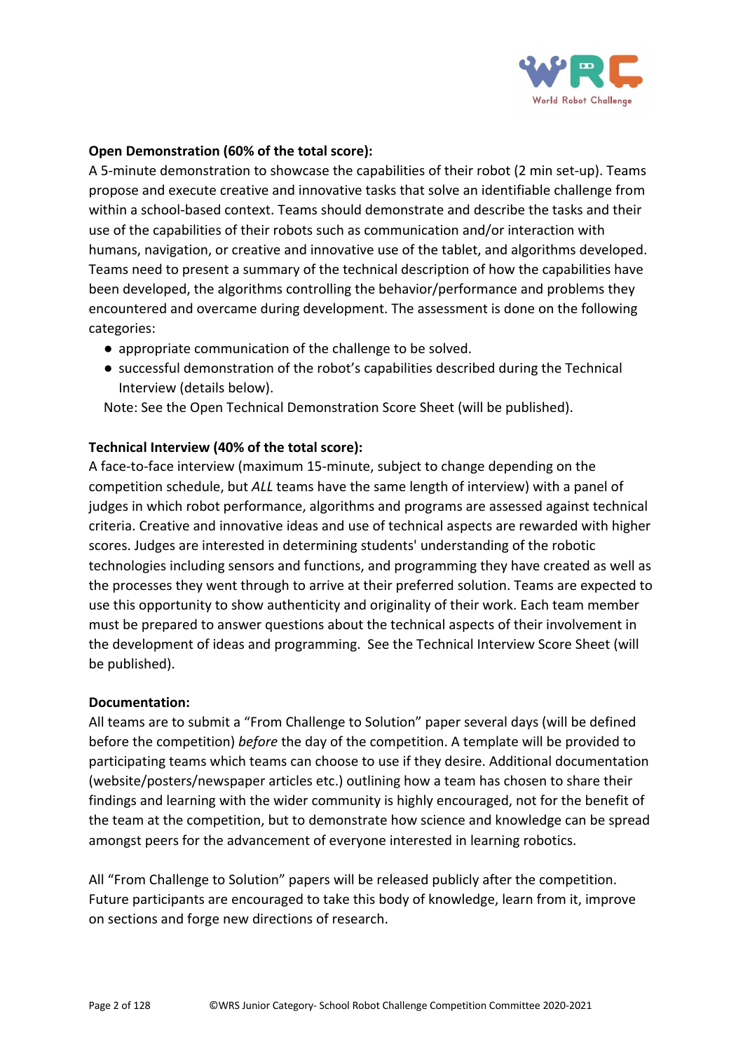**Open Demonstration (60% of the total score):**

A 5-minute demonstration to showcase the capabilities of their robot (2 min set-up). Teams propose and execute creative and innovative tasks that solve an identifiable challenge from within a school-based context. Teams should demonstrate and describe the tasks and their use of the capabilities of their robots such as communication and/or interaction with humans, navigation, or creative and innovative use of the tablet, and algorithms developed. Teams need to present a summary of the technical description of how the capabilities have been developed, the algorithms controlling the behavior/performance and problems they encountered and overcame during development. The assessment is done on the following categories:

- appropriate communication of the challenge to be solved.
- successful demonstration of the robot's capabilities described during the Technical Interview (details below).

Note: See the Open Technical Demonstration Score Sheet (will be published).

**Technical Interview (40% of the total score):**

A face-to-face interview (maximum 15-minute, subject to change depending on the competition schedule, but *ALL* teams have the same length of interview) with a panel of judges in which robot performance, algorithms and programs are assessed against technical criteria. Creative and innovative ideas and use of technical aspects are rewarded with higher scores. Judges are interested in determining students' understanding of the robotic technologies including sensors and functions, and programming they have created as well as the processes they went through to arrive at their preferred solution. Teams are expected to use this opportunity to show authenticity and originality of their work. Each team member must be prepared to answer questions about the technical aspects of their involvement in the development of ideas and programming. See the Technical Interview Score Sheet (will be published).

**Documentation:**

All teams are to submit a "From Challenge to Solution" paper several days (will be defined before the competition) *before* the day of the competition. A template will be provided to participating teams which teams can choose to use if they desire. Additional documentation (website/posters/newspaper articles etc.) outlining how a team has chosen to share their findings and learning with the wider community is highly encouraged, not for the benefit of the team at the competition, but to demonstrate how science and knowledge can be spread amongst peers for the advancement of everyone interested in learning robotics.

All "From Challenge to Solution" papers will be released publicly after the competition. Future participants are encouraged to take this body of knowledge, learn from it, improve on sections and forge new directions of research.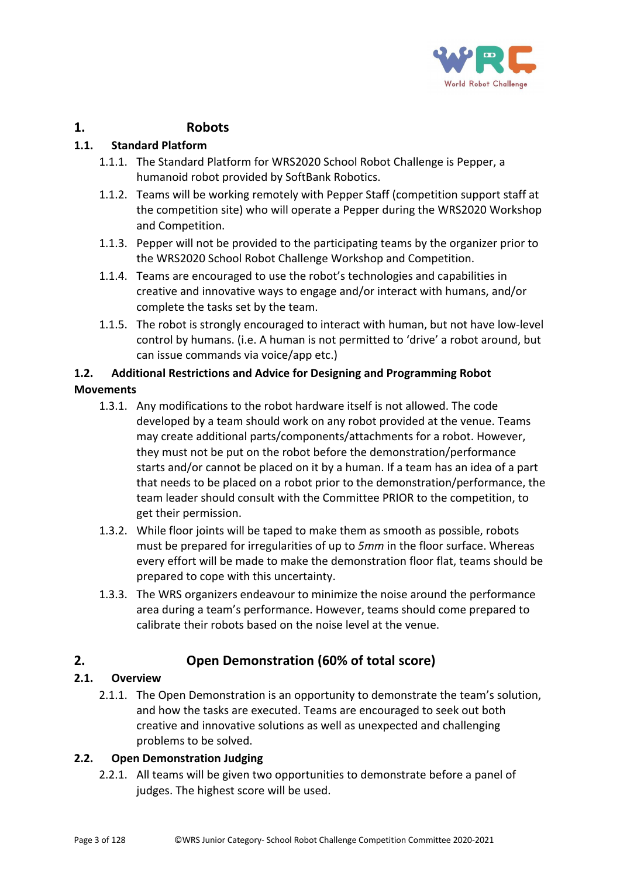# 1. Robots

## 1.1. Standard Platform

1.1.1. The Standard Platform for WRS2020 School Robot Challenge is Pepper, a humanoid robot provided by SoftBank Robotics.

1.1.2. Teams will be working remotely with Pepper Staff (competition support staff at the competition site) who will operate a Pepper during the WRS2020 Workshop and Competition.

1.1.3. Pepper will not be provided to the participating teams by the organizer prior to the WRS2020 School Robot Challenge Workshop and Competition.

1.1.4. Teams are encouraged to use the robot's technologies and capabilities in creative and innovative ways to engage and/or interact with humans, and/or complete the tasks set by the team.

1.1.5. The robot is strongly encouraged to interact with human, but not have low-level control by humans. (i.e. A human is not permitted to 'drive' a robot around, but can issue commands via voice/app etc.)

## 1.2. Additional Restrictions and Advice for Designing and Programming Robot Movements

1.3.1. Any modifications to the robot hardware itself is not allowed. The code developed by a team should work on any robot provided at the venue. Teams may create additional parts/components/attachments for a robot. However, they must not be put on the robot before the demonstration/performance starts and/or cannot be placed on it by a human. If a team has an idea of a part that needs to be placed on a robot prior to the demonstration/performance, the team leader should consult with the Committee PRIOR to the competition, to get their permission.

1.3.2. While floor joints will be taped to make them as smooth as possible, robots must be prepared for irregularities of up to *5mm* in the floor surface. Whereas every effort will be made to make the demonstration floor flat, teams should be prepared to cope with this uncertainty.

1.3.3. The WRS organizers endeavour to minimize the noise around the performance area during a team's performance. However, teams should come prepared to calibrate their robots based on the noise level at the venue.

# 2. Open Demonstration (60% of total score)

## 2.1. Overview

2.1.1. The Open Demonstration is an opportunity to demonstrate the team's solution, and how the tasks are executed. Teams are encouraged to seek out both creative and innovative solutions as well as unexpected and challenging problems to be solved.

## 2.2. Open Demonstration Judging

2.2.1. All teams will be given two opportunities to demonstrate before a panel of judges. The highest score will be used.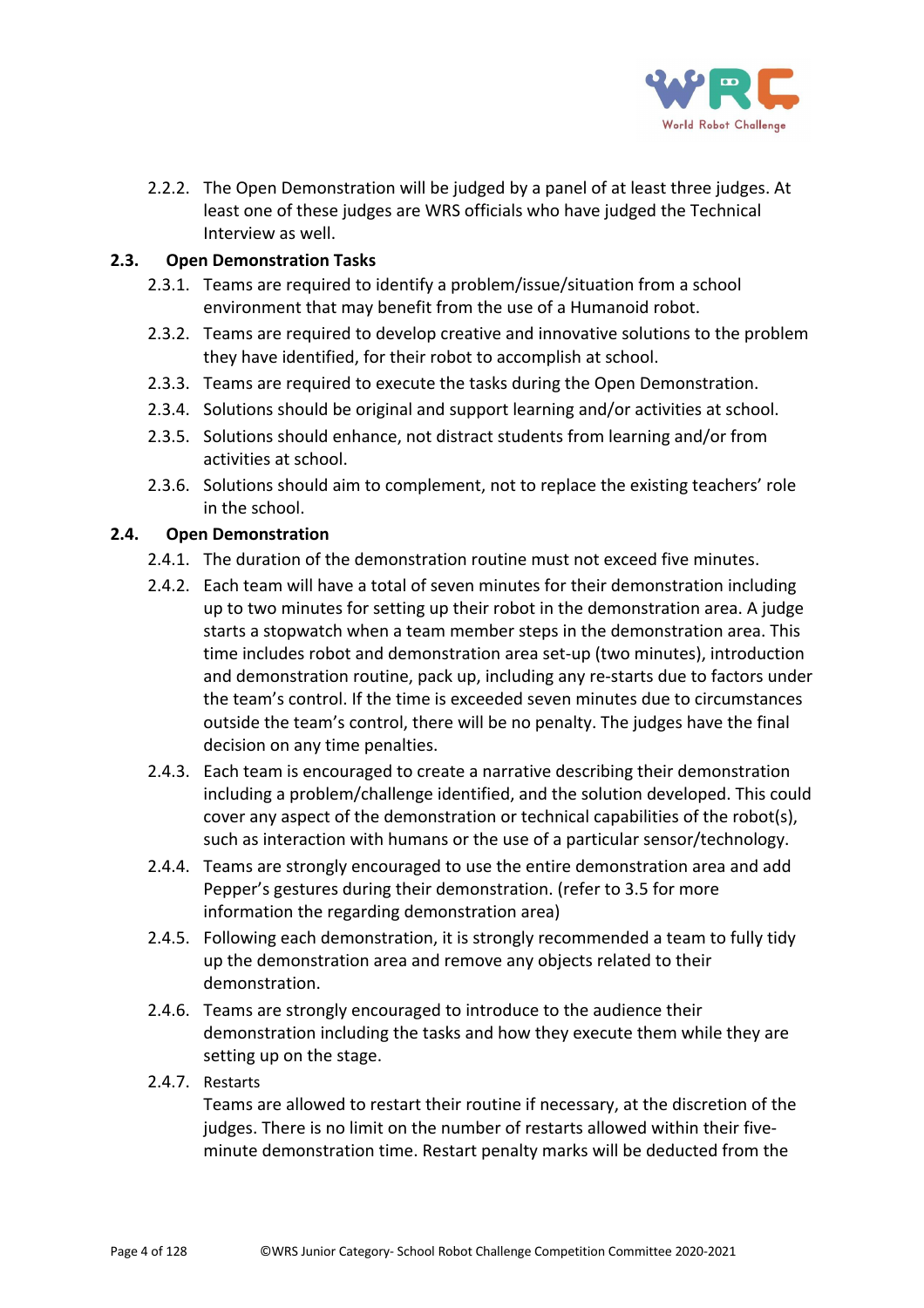2.2.2. The Open Demonstration will be judged by a panel of at least three judges. At least one of these judges are WRS officials who have judged the Technical Interview as well.

## 2.3. Open Demonstration Tasks

2.3.1. Teams are required to identify a problem/issue/situation from a school environment that may benefit from the use of a Humanoid robot.

2.3.2. Teams are required to develop creative and innovative solutions to the problem they have identified, for their robot to accomplish at school.

2.3.3. Teams are required to execute the tasks during the Open Demonstration.

2.3.4. Solutions should be original and support learning and/or activities at school.

2.3.5. Solutions should enhance, not distract students from learning and/or from activities at school.

2.3.6. Solutions should aim to complement, not to replace the existing teachers' role in the school.

## 2.4. Open Demonstration

2.4.1. The duration of the demonstration routine must not exceed five minutes.

2.4.2. Each team will have a total of seven minutes for their demonstration including up to two minutes for setting up their robot in the demonstration area. A judge starts a stopwatch when a team member steps in the demonstration area. This time includes robot and demonstration area set-up (two minutes), introduction and demonstration routine, pack up, including any re-starts due to factors under the team's control. If the time is exceeded seven minutes due to circumstances outside the team's control, there will be no penalty. The judges have the final decision on any time penalties.

2.4.3. Each team is encouraged to create a narrative describing their demonstration including a problem/challenge identified, and the solution developed. This could cover any aspect of the demonstration or technical capabilities of the robot(s), such as interaction with humans or the use of a particular sensor/technology.

2.4.4. Teams are strongly encouraged to use the entire demonstration area and add Pepper's gestures during their demonstration. (refer to 3.5 for more information the regarding demonstration area)

2.4.5. Following each demonstration, it is strongly recommended a team to fully tidy up the demonstration area and remove any objects related to their demonstration.

2.4.6. Teams are strongly encouraged to introduce to the audience their demonstration including the tasks and how they execute them while they are setting up on the stage.

2.4.7. Restarts

Teams are allowed to restart their routine if necessary, at the discretion of the judges. There is no limit on the number of restarts allowed within their five-minute demonstration time. Restart penalty marks will be deducted from the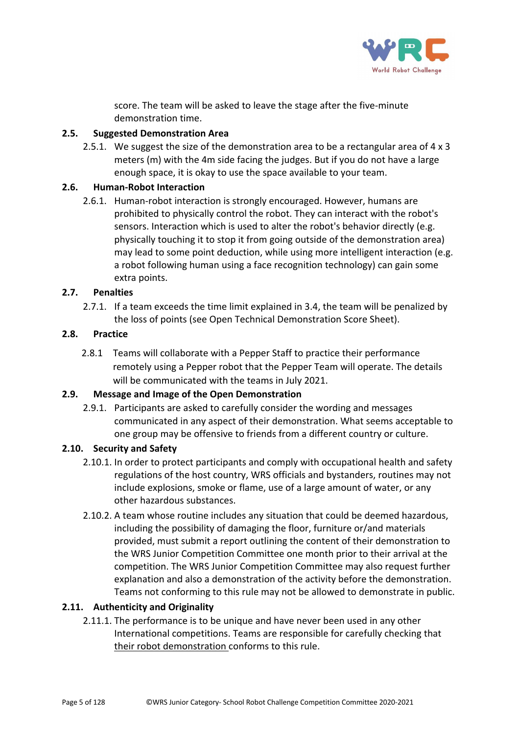score. The team will be asked to leave the stage after the five-minute demonstration time.

### 2.5. Suggested Demonstration Area

2.5.1. We suggest the size of the demonstration area to be a rectangular area of 4 x 3 meters (m) with the 4m side facing the judges. But if you do not have a large enough space, it is okay to use the space available to your team.

### 2.6. Human-Robot Interaction

2.6.1. Human-robot interaction is strongly encouraged. However, humans are prohibited to physically control the robot. They can interact with the robot's sensors. Interaction which is used to alter the robot's behavior directly (e.g. physically touching it to stop it from going outside of the demonstration area) may lead to some point deduction, while using more intelligent interaction (e.g. a robot following human using a face recognition technology) can gain some extra points.

### 2.7. Penalties

2.7.1. If a team exceeds the time limit explained in 3.4, the team will be penalized by the loss of points (see Open Technical Demonstration Score Sheet).

### 2.8. Practice

2.8.1 Teams will collaborate with a Pepper Staff to practice their performance remotely using a Pepper robot that the Pepper Team will operate. The details will be communicated with the teams in July 2021.

### 2.9. Message and Image of the Open Demonstration

2.9.1. Participants are asked to carefully consider the wording and messages communicated in any aspect of their demonstration. What seems acceptable to one group may be offensive to friends from a different country or culture.

### 2.10. Security and Safety

2.10.1. In order to protect participants and comply with occupational health and safety regulations of the host country, WRS officials and bystanders, routines may not include explosions, smoke or flame, use of a large amount of water, or any other hazardous substances.

2.10.2. A team whose routine includes any situation that could be deemed hazardous, including the possibility of damaging the floor, furniture or/and materials provided, must submit a report outlining the content of their demonstration to the WRS Junior Competition Committee one month prior to their arrival at the competition. The WRS Junior Competition Committee may also request further explanation and also a demonstration of the activity before the demonstration. Teams not conforming to this rule may not be allowed to demonstrate in public.

### 2.11. Authenticity and Originality

2.11.1. The performance is to be unique and have never been used in any other International competitions. Teams are responsible for carefully checking that their robot demonstration conforms to this rule.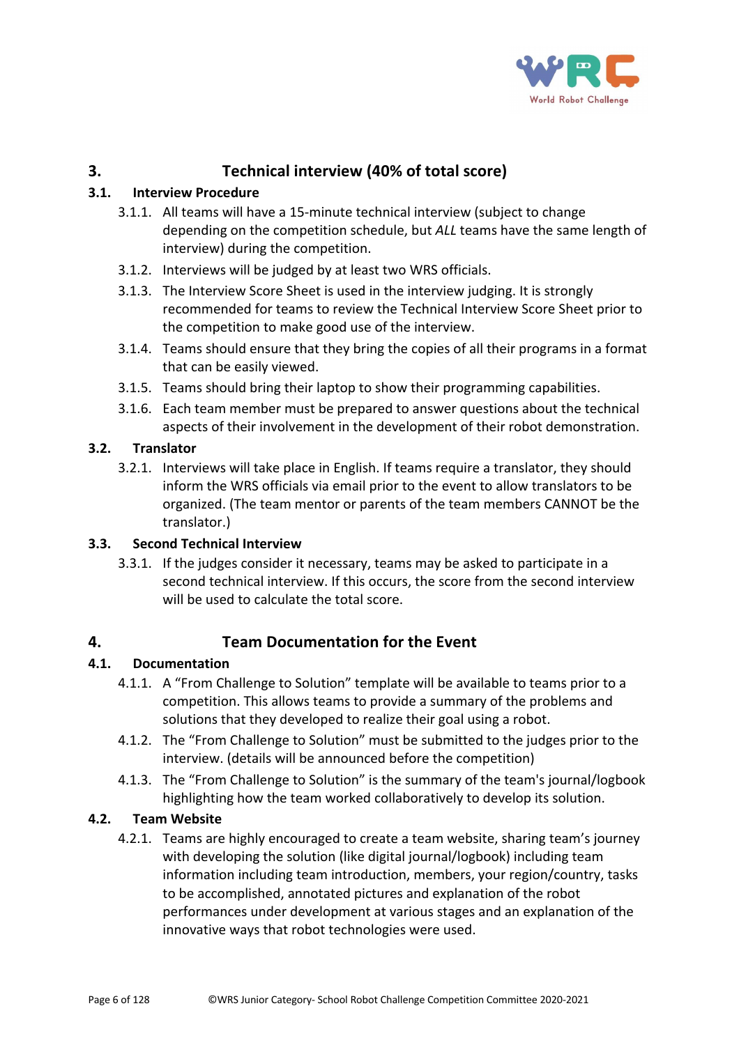## 3. Technical interview (40% of total score)

### 3.1. Interview Procedure

3.1.1. All teams will have a 15-minute technical interview (subject to change depending on the competition schedule, but *ALL* teams have the same length of interview) during the competition.

3.1.2. Interviews will be judged by at least two WRS officials.

3.1.3. The Interview Score Sheet is used in the interview judging. It is strongly recommended for teams to review the Technical Interview Score Sheet prior to the competition to make good use of the interview.

3.1.4. Teams should ensure that they bring the copies of all their programs in a format that can be easily viewed.

3.1.5. Teams should bring their laptop to show their programming capabilities.

3.1.6. Each team member must be prepared to answer questions about the technical aspects of their involvement in the development of their robot demonstration.

### 3.2. Translator

3.2.1. Interviews will take place in English. If teams require a translator, they should inform the WRS officials via email prior to the event to allow translators to be organized. (The team mentor or parents of the team members CANNOT be the translator.)

### 3.3. Second Technical Interview

3.3.1. If the judges consider it necessary, teams may be asked to participate in a second technical interview. If this occurs, the score from the second interview will be used to calculate the total score.

## 4. Team Documentation for the Event

### 4.1. Documentation

4.1.1. A "From Challenge to Solution" template will be available to teams prior to a competition. This allows teams to provide a summary of the problems and solutions that they developed to realize their goal using a robot.

4.1.2. The "From Challenge to Solution" must be submitted to the judges prior to the interview. (details will be announced before the competition)

4.1.3. The "From Challenge to Solution" is the summary of the team's journal/logbook highlighting how the team worked collaboratively to develop its solution.

### 4.2. Team Website

4.2.1. Teams are highly encouraged to create a team website, sharing team's journey with developing the solution (like digital journal/logbook) including team information including team introduction, members, your region/country, tasks to be accomplished, annotated pictures and explanation of the robot performances under development at various stages and an explanation of the innovative ways that robot technologies were used.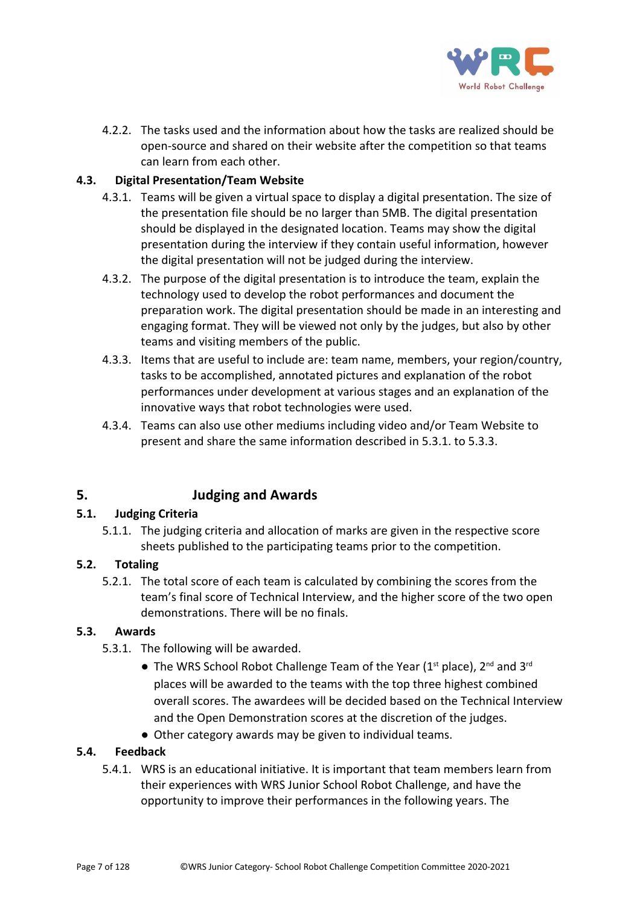4.2.2. The tasks used and the information about how the tasks are realized should be open-source and shared on their website after the competition so that teams can learn from each other.

### 4.3. Digital Presentation/Team Website

4.3.1. Teams will be given a virtual space to display a digital presentation. The size of the presentation file should be no larger than 5MB. The digital presentation should be displayed in the designated location. Teams may show the digital presentation during the interview if they contain useful information, however the digital presentation will not be judged during the interview.

4.3.2. The purpose of the digital presentation is to introduce the team, explain the technology used to develop the robot performances and document the preparation work. The digital presentation should be made in an interesting and engaging format. They will be viewed not only by the judges, but also by other teams and visiting members of the public.

4.3.3. Items that are useful to include are: team name, members, your region/country, tasks to be accomplished, annotated pictures and explanation of the robot performances under development at various stages and an explanation of the innovative ways that robot technologies were used.

4.3.4. Teams can also use other mediums including video and/or Team Website to present and share the same information described in 5.3.1. to 5.3.3.

## 5. Judging and Awards

### 5.1. Judging Criteria

5.1.1. The judging criteria and allocation of marks are given in the respective score sheets published to the participating teams prior to the competition.

### 5.2. Totaling

5.2.1. The total score of each team is calculated by combining the scores from the team's final score of Technical Interview, and the higher score of the two open demonstrations. There will be no finals.

### 5.3. Awards

5.3.1. The following will be awarded.

- The WRS School Robot Challenge Team of the Year (1st place), 2nd and 3rd places will be awarded to the teams with the top three highest combined overall scores. The awardees will be decided based on the Technical Interview and the Open Demonstration scores at the discretion of the judges.
- Other category awards may be given to individual teams.

### 5.4. Feedback

5.4.1. WRS is an educational initiative. It is important that team members learn from their experiences with WRS Junior School Robot Challenge, and have the opportunity to improve their performances in the following years. The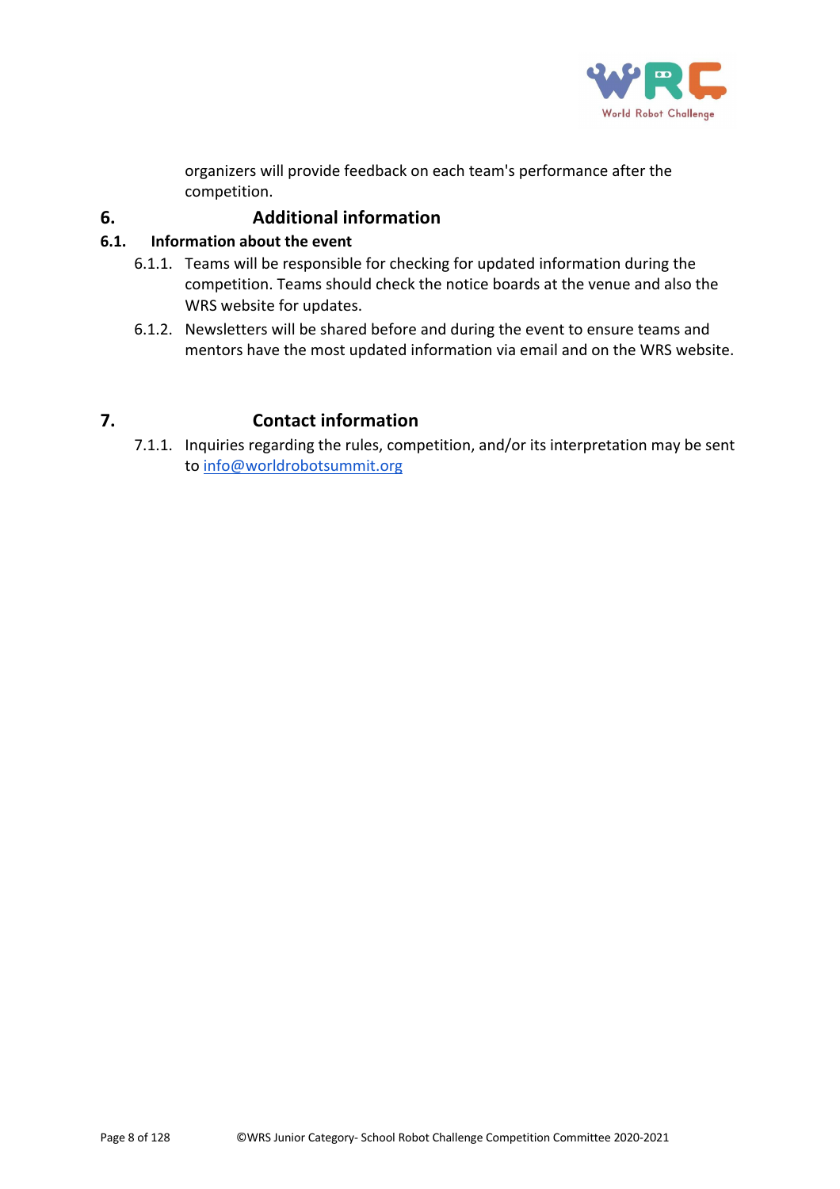organizers will provide feedback on each team's performance after the competition.

# 6. Additional information

## 6.1. Information about the event

6.1.1. Teams will be responsible for checking for updated information during the competition. Teams should check the notice boards at the venue and also the WRS website for updates.

6.1.2. Newsletters will be shared before and during the event to ensure teams and mentors have the most updated information via email and on the WRS website.

# 7. Contact information

7.1.1. Inquiries regarding the rules, competition, and/or its interpretation may be sent to info@worldrobotsummit.org